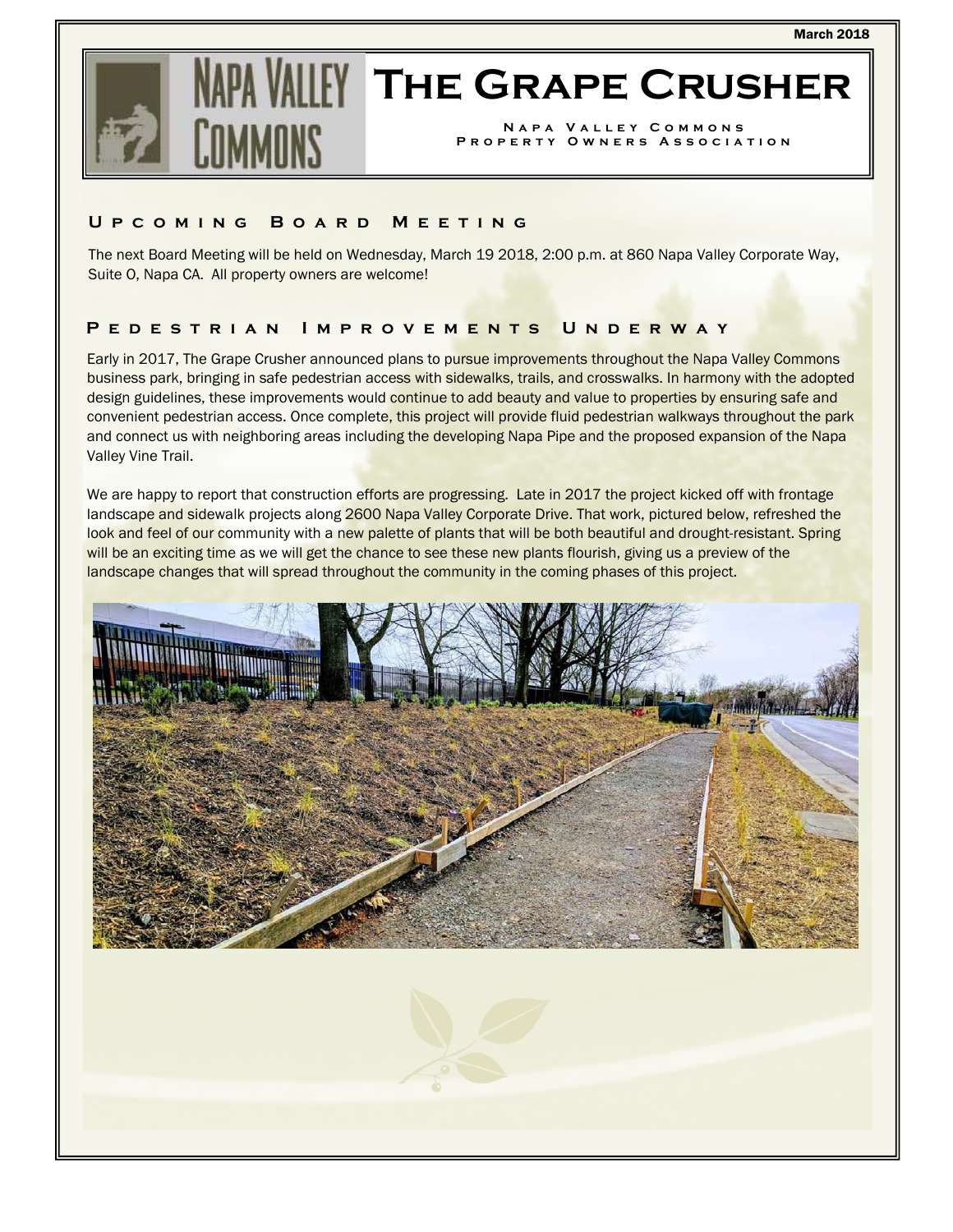March 2018

# The Grape Crusher

**Napa Valley Commons Property Owners Association**

## Upcoming Board Meeting

The next Board Meeting will be held on Wednesday, March 19 2018, 2:00 p.m. at 860 Napa Valley Corporate Way, Suite O, Napa CA. All property owners are welcome!

## Pedestrian Improvements Underway

Early in 2017, The Grape Crusher announced plans to pursue improvements throughout the Napa Valley Commons business park, bringing in safe pedestrian access with sidewalks, trails, and crosswalks. In harmony with the adopted design guidelines, these improvements would continue to add beauty and value to properties by ensuring safe and convenient pedestrian access. Once complete, this project will provide fluid pedestrian walkways throughout the park and connect us with neighboring areas including the developing Napa Pipe and the proposed expansion of the Napa Valley Vine Trail.

We are happy to report that construction efforts are progressing. Late in 2017 the project kicked off with frontage landscape and sidewalk projects along 2600 Napa Valley Corporate Drive. That work, pictured below, refreshed the look and feel of our community with a new palette of plants that will be both beautiful and drought-resistant. Spring will be an exciting time as we will get the chance to see these new plants flourish, giving us a preview of the landscape changes that will spread throughout the community in the coming phases of this project.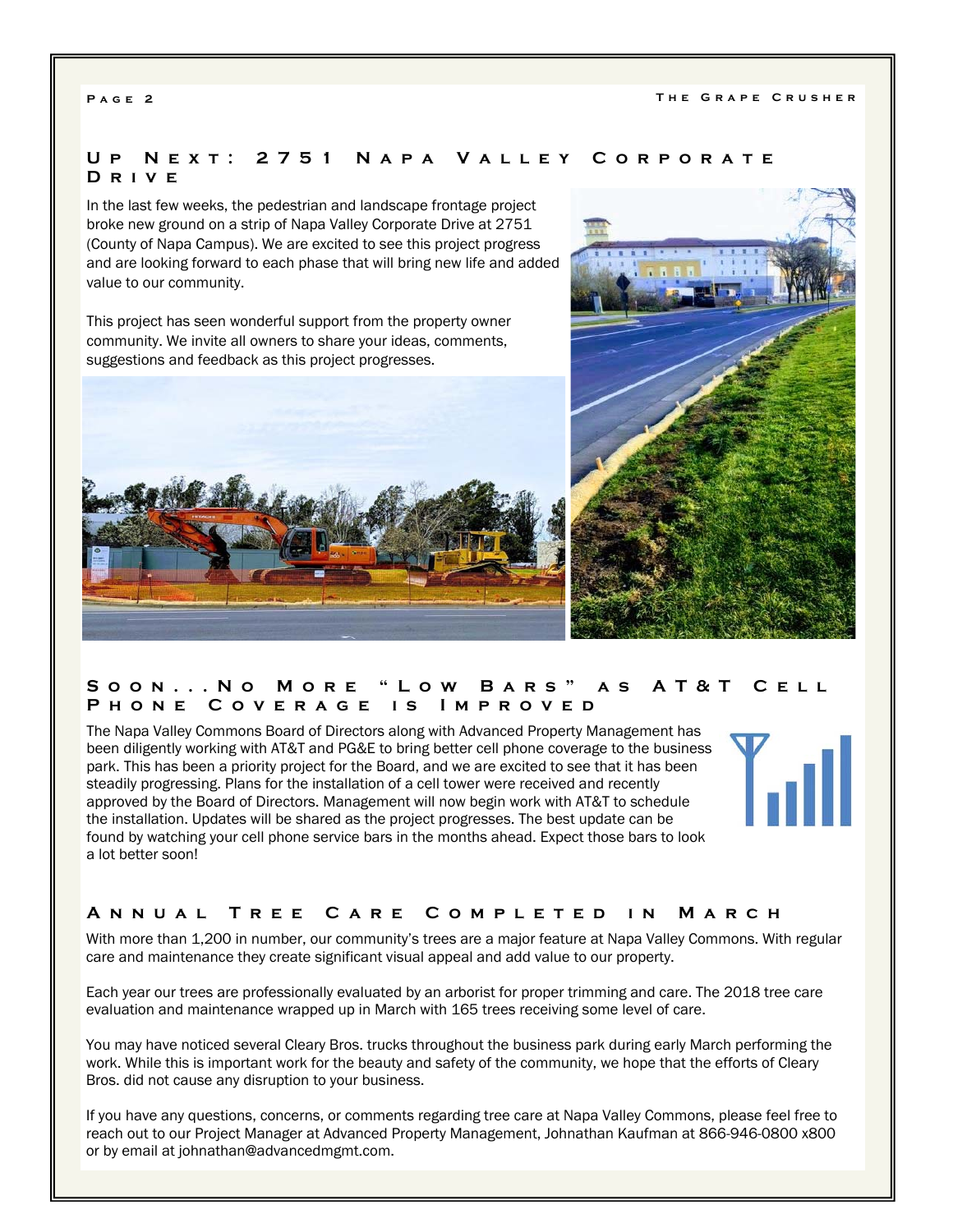## Up Next: 2751 Napa Valley Corporate Drive

In the last few weeks, the pedestrian and landscape frontage project broke new ground on a strip of Napa Valley Corporate Drive at 2751 (County of Napa Campus). We are excited to see this project progress and are looking forward to each phase that will bring new life and added value to our community.

This project has seen wonderful support from the property owner community. We invite all owners to share your ideas, comments, suggestions and feedback as this project progresses.

## Soon...No More "Low Bars" as AT&T Cell Phone Coverage is Improved

The Napa Valley Commons Board of Directors along with Advanced Property Management has been diligently working with AT&T and PG&E to bring better cell phone coverage to the business park. This has been a priority project for the Board, and we are excited to see that it has been steadily progressing. Plans for the installation of a cell tower were received and recently approved by the Board of Directors. Management will now begin work with AT&T to schedule the installation. Updates will be shared as the project progresses. The best update can be found by watching your cell phone service bars in the months ahead. Expect those bars to look a lot better soon!

## Annual Tree Care Completed in March

With more than 1,200 in number, our community's trees are a major feature at Napa Valley Commons. With regular care and maintenance they create significant visual appeal and add value to our property.

Each year our trees are professionally evaluated by an arborist for proper trimming and care. The 2018 tree care evaluation and maintenance wrapped up in March with 165 trees receiving some level of care.

You may have noticed several Cleary Bros. trucks throughout the business park during early March performing the work. While this is important work for the beauty and safety of the community, we hope that the efforts of Cleary Bros. did not cause any disruption to your business.

If you have any questions, concerns, or comments regarding tree care at Napa Valley Commons, please feel free to reach out to our Project Manager at Advanced Property Management, Johnathan Kaufman at 866-946-0800 x800 or by email at johnathan@advancedmgmt.com.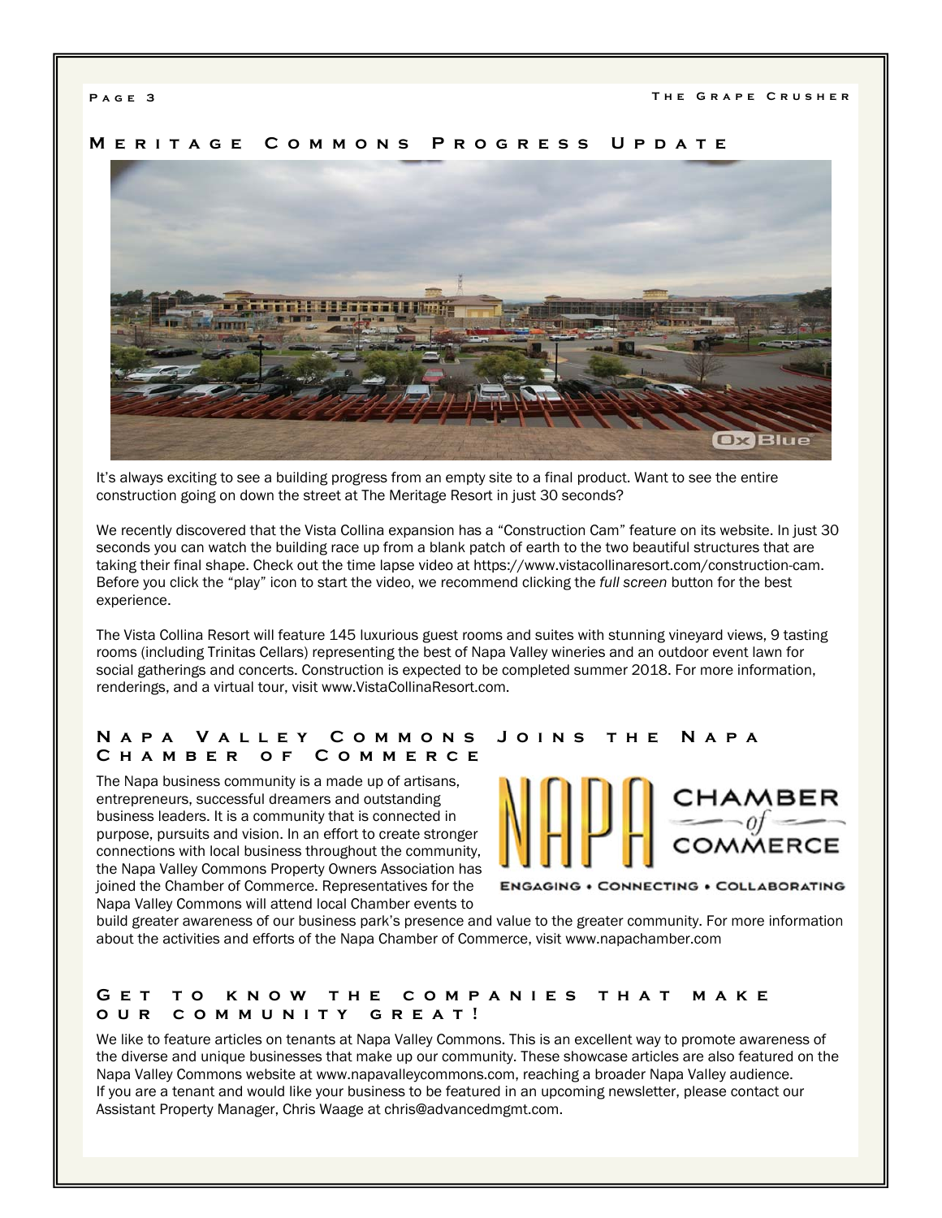## Meritage Commons Progress Update

It's always exciting to see a building progress from an empty site to a final product. Want to see the entire construction going on down the street at The Meritage Resort in just 30 seconds?

We recently discovered that the Vista Collina expansion has a "Construction Cam" feature on its website. In just 30 seconds you can watch the building race up from a blank patch of earth to the two beautiful structures that are taking their final shape. Check out the time lapse video at https://www.vistacollinaresort.com/construction-cam. Before you click the "play" icon to start the video, we recommend clicking the *full screen* button for the best experience.

The Vista Collina Resort will feature 145 luxurious guest rooms and suites with stunning vineyard views, 9 tasting rooms (including Trinitas Cellars) representing the best of Napa Valley wineries and an outdoor event lawn for social gatherings and concerts. Construction is expected to be completed summer 2018. For more information, renderings, and a virtual tour, visit www.VistaCollinaResort.com.

## Napa Valley Commons Joins the Napa Chamber of Commerce

The Napa business community is a made up of artisans, entrepreneurs, successful dreamers and outstanding business leaders. It is a community that is connected in purpose, pursuits and vision. In an effort to create stronger connections with local business throughout the community, the Napa Valley Commons Property Owners Association has joined the Chamber of Commerce. Representatives for the Napa Valley Commons will attend local Chamber events to build greater awareness of our business park's presence and value to the greater community. For more information about the activities and efforts of the Napa Chamber of Commerce, visit www.napachamber.com

## Get to know the companies that make our community great!

We like to feature articles on tenants at Napa Valley Commons. This is an excellent way to promote awareness of the diverse and unique businesses that make up our community. These showcase articles are also featured on the Napa Valley Commons website at www.napavalleycommons.com, reaching a broader Napa Valley audience.
If you are a tenant and would like your business to be featured in an upcoming newsletter, please contact our Assistant Property Manager, Chris Waage at chris@advancedmgmt.com.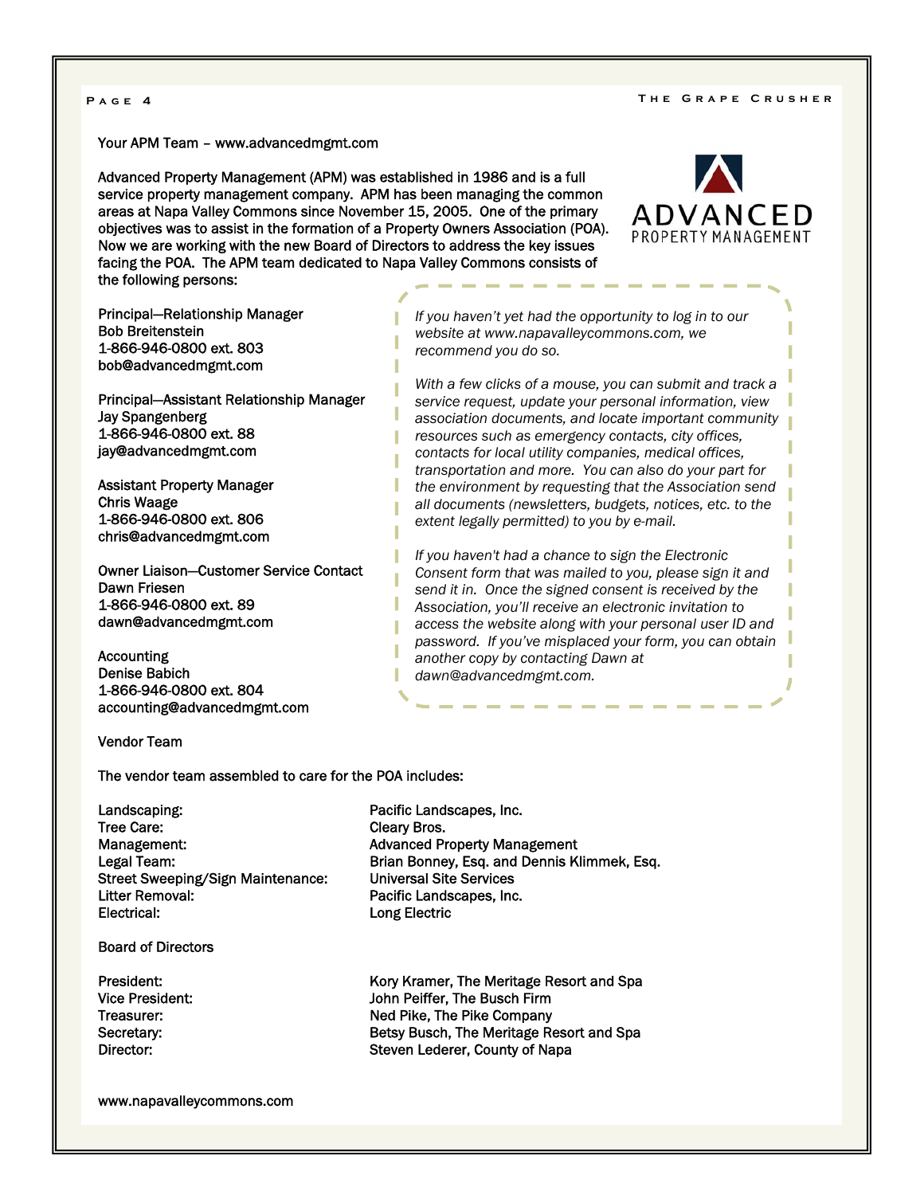## Your APM Team – www.advancedmgmt.com

Advanced Property Management (APM) was established in 1986 and is a full service property management company. APM has been managing the common areas at Napa Valley Commons since November 15, 2005. One of the primary objectives was to assist in the formation of a Property Owners Association (POA). Now we are working with the new Board of Directors to address the key issues facing the POA. The APM team dedicated to Napa Valley Commons consists of the following persons:

Principal—Relationship Manager
Bob Breitenstein
1-866-946-0800 ext. 803
bob@advancedmgmt.com

Principal—Assistant Relationship Manager
Jay Spangenberg
1-866-946-0800 ext. 88
jay@advancedmgmt.com

Assistant Property Manager
Chris Waage
1-866-946-0800 ext. 806
chris@advancedmgmt.com

Owner Liaison—Customer Service Contact
Dawn Friesen
1-866-946-0800 ext. 89
dawn@advancedmgmt.com

Accounting
Denise Babich
1-866-946-0800 ext. 804
accounting@advancedmgmt.com

*If you haven't yet had the opportunity to log in to our website at www.napavalleycommons.com, we recommend you do so.*

*With a few clicks of a mouse, you can submit and track a service request, update your personal information, view association documents, and locate important community resources such as emergency contacts, city offices, contacts for local utility companies, medical offices, transportation and more. You can also do your part for the environment by requesting that the Association send all documents (newsletters, budgets, notices, etc. to the extent legally permitted) to you by e-mail.*

*If you haven't had a chance to sign the Electronic Consent form that was mailed to you, please sign it and send it in. Once the signed consent is received by the Association, you'll receive an electronic invitation to access the website along with your personal user ID and password. If you've misplaced your form, you can obtain another copy by contacting Dawn at dawn@advancedmgmt.com.*

## Vendor Team

The vendor team assembled to care for the POA includes:

| | |
|---|---|
| Landscaping: | Pacific Landscapes, Inc. |
| Tree Care: | Cleary Bros. |
| Management: | Advanced Property Management |
| Legal Team: | Brian Bonney, Esq. and Dennis Klimmek, Esq. |
| Street Sweeping/Sign Maintenance: | Universal Site Services |
| Litter Removal: | Pacific Landscapes, Inc. |
| Electrical: | Long Electric |

## Board of Directors

| | |
|---|---|
| President: | Kory Kramer, The Meritage Resort and Spa |
| Vice President: | John Peiffer, The Busch Firm |
| Treasurer: | Ned Pike, The Pike Company |
| Secretary: | Betsy Busch, The Meritage Resort and Spa |
| Director: | Steven Lederer, County of Napa |

www.napavalleycommons.com